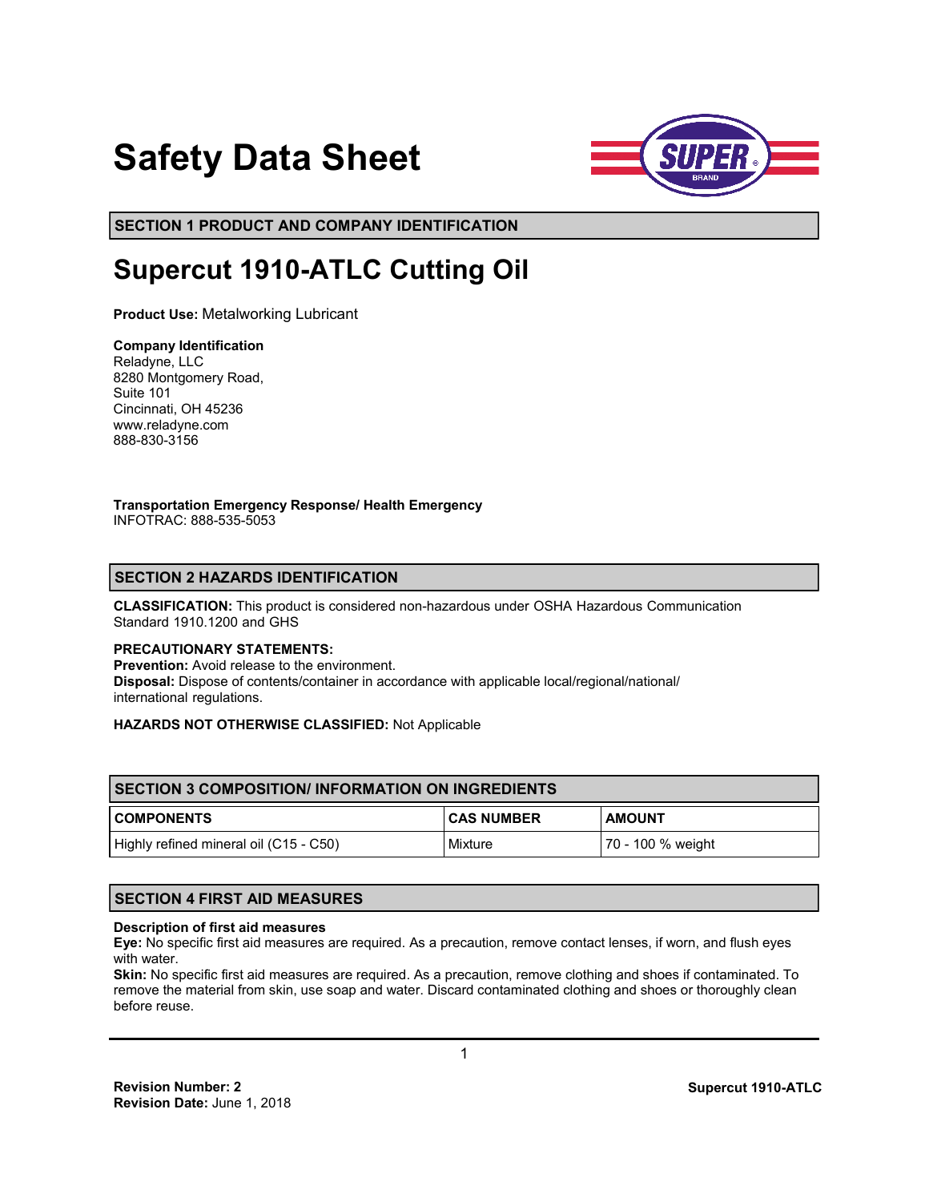# Safety Data Sheet

## SECTION 1 PRODUCT AND COMPANY IDENTIFICATION

# Supercut 1910-ATLC Cutting Oil

**Product Use:** Metalworking Lubricant

**Company Identification**
Reladyne, LLC
8280 Montgomery Road,
Suite 101
Cincinnati, OH 45236
www.reladyne.com
888-830-3156

**Transportation Emergency Response/ Health Emergency**
INFOTRAC: 888-535-5053

## SECTION 2 HAZARDS IDENTIFICATION

**CLASSIFICATION:** This product is considered non-hazardous under OSHA Hazardous Communication Standard 1910.1200 and GHS

**PRECAUTIONARY STATEMENTS:**
**Prevention:** Avoid release to the environment.
**Disposal:** Dispose of contents/container in accordance with applicable local/regional/national/ international regulations.

**HAZARDS NOT OTHERWISE CLASSIFIED:** Not Applicable

## SECTION 3 COMPOSITION/ INFORMATION ON INGREDIENTS

| COMPONENTS | CAS NUMBER | AMOUNT |
|---|---|---|
| Highly refined mineral oil (C15 - C50) | Mixture | 70 - 100 % weight |

## SECTION 4 FIRST AID MEASURES

**Description of first aid measures**
**Eye:** No specific first aid measures are required. As a precaution, remove contact lenses, if worn, and flush eyes with water.
**Skin:** No specific first aid measures are required. As a precaution, remove clothing and shoes if contaminated. To remove the material from skin, use soap and water. Discard contaminated clothing and shoes or thoroughly clean before reuse.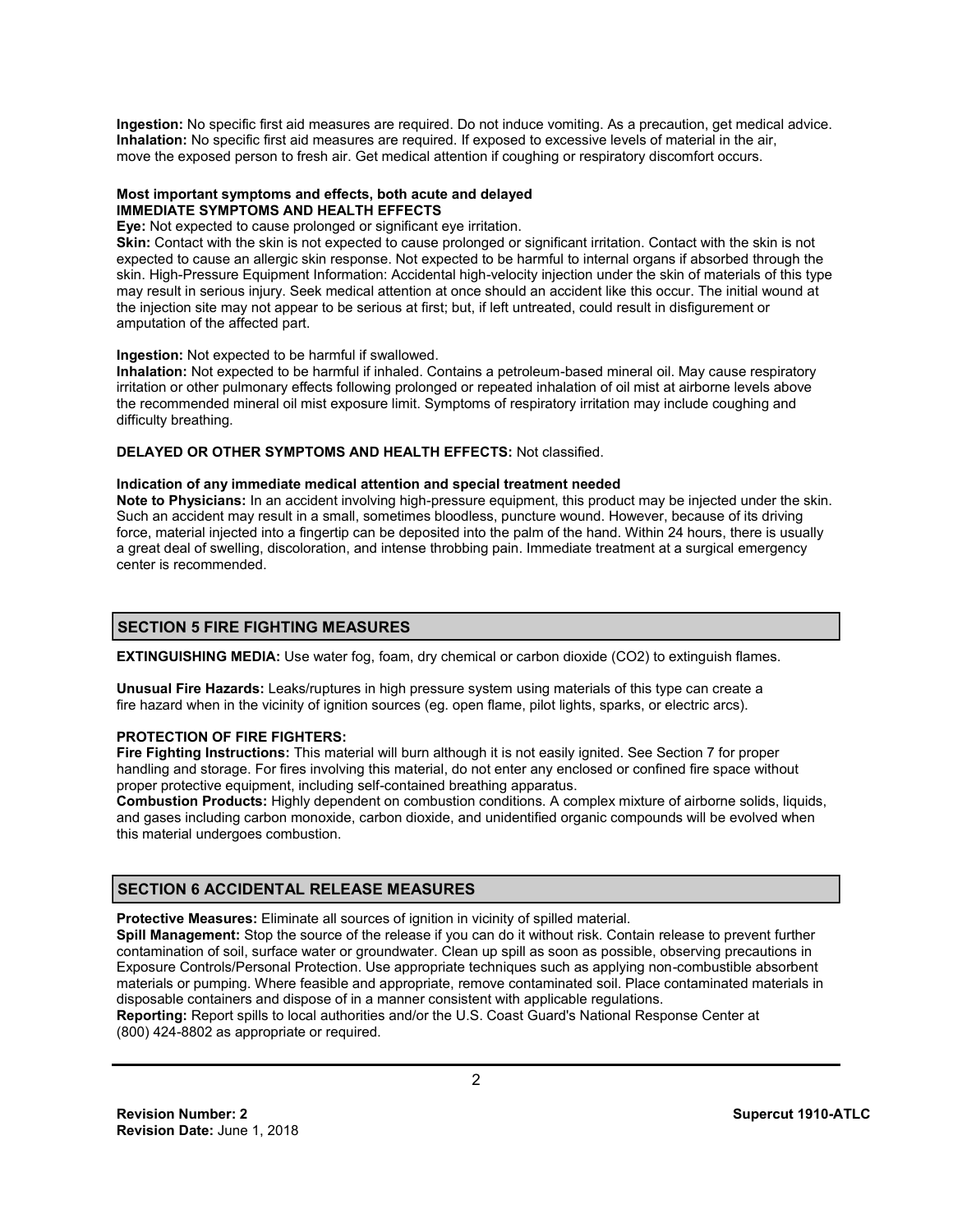**Ingestion:** No specific first aid measures are required. Do not induce vomiting. As a precaution, get medical advice.
**Inhalation:** No specific first aid measures are required. If exposed to excessive levels of material in the air, move the exposed person to fresh air. Get medical attention if coughing or respiratory discomfort occurs.

**Most important symptoms and effects, both acute and delayed**
**IMMEDIATE SYMPTOMS AND HEALTH EFFECTS**
**Eye:** Not expected to cause prolonged or significant eye irritation.
**Skin:** Contact with the skin is not expected to cause prolonged or significant irritation. Contact with the skin is not expected to cause an allergic skin response. Not expected to be harmful to internal organs if absorbed through the skin. High-Pressure Equipment Information: Accidental high-velocity injection under the skin of materials of this type may result in serious injury. Seek medical attention at once should an accident like this occur. The initial wound at the injection site may not appear to be serious at first; but, if left untreated, could result in disfigurement or amputation of the affected part.

**Ingestion:** Not expected to be harmful if swallowed.
**Inhalation:** Not expected to be harmful if inhaled. Contains a petroleum-based mineral oil. May cause respiratory irritation or other pulmonary effects following prolonged or repeated inhalation of oil mist at airborne levels above the recommended mineral oil mist exposure limit. Symptoms of respiratory irritation may include coughing and difficulty breathing.

**DELAYED OR OTHER SYMPTOMS AND HEALTH EFFECTS:** Not classified.

**Indication of any immediate medical attention and special treatment needed**
**Note to Physicians:** In an accident involving high-pressure equipment, this product may be injected under the skin. Such an accident may result in a small, sometimes bloodless, puncture wound. However, because of its driving force, material injected into a fingertip can be deposited into the palm of the hand. Within 24 hours, there is usually a great deal of swelling, discoloration, and intense throbbing pain. Immediate treatment at a surgical emergency center is recommended.

## SECTION 5 FIRE FIGHTING MEASURES

**EXTINGUISHING MEDIA:** Use water fog, foam, dry chemical or carbon dioxide ($CO_2$) to extinguish flames.

**Unusual Fire Hazards:** Leaks/ruptures in high pressure system using materials of this type can create a fire hazard when in the vicinity of ignition sources (eg. open flame, pilot lights, sparks, or electric arcs).

**PROTECTION OF FIRE FIGHTERS:**
**Fire Fighting Instructions:** This material will burn although it is not easily ignited. See Section 7 for proper handling and storage. For fires involving this material, do not enter any enclosed or confined fire space without proper protective equipment, including self-contained breathing apparatus.
**Combustion Products:** Highly dependent on combustion conditions. A complex mixture of airborne solids, liquids, and gases including carbon monoxide, carbon dioxide, and unidentified organic compounds will be evolved when this material undergoes combustion.

## SECTION 6 ACCIDENTAL RELEASE MEASURES

**Protective Measures:** Eliminate all sources of ignition in vicinity of spilled material.
**Spill Management:** Stop the source of the release if you can do it without risk. Contain release to prevent further contamination of soil, surface water or groundwater. Clean up spill as soon as possible, observing precautions in Exposure Controls/Personal Protection. Use appropriate techniques such as applying non-combustible absorbent materials or pumping. Where feasible and appropriate, remove contaminated soil. Place contaminated materials in disposable containers and dispose of in a manner consistent with applicable regulations.
**Reporting:** Report spills to local authorities and/or the U.S. Coast Guard's National Response Center at (800) 424-8802 as appropriate or required.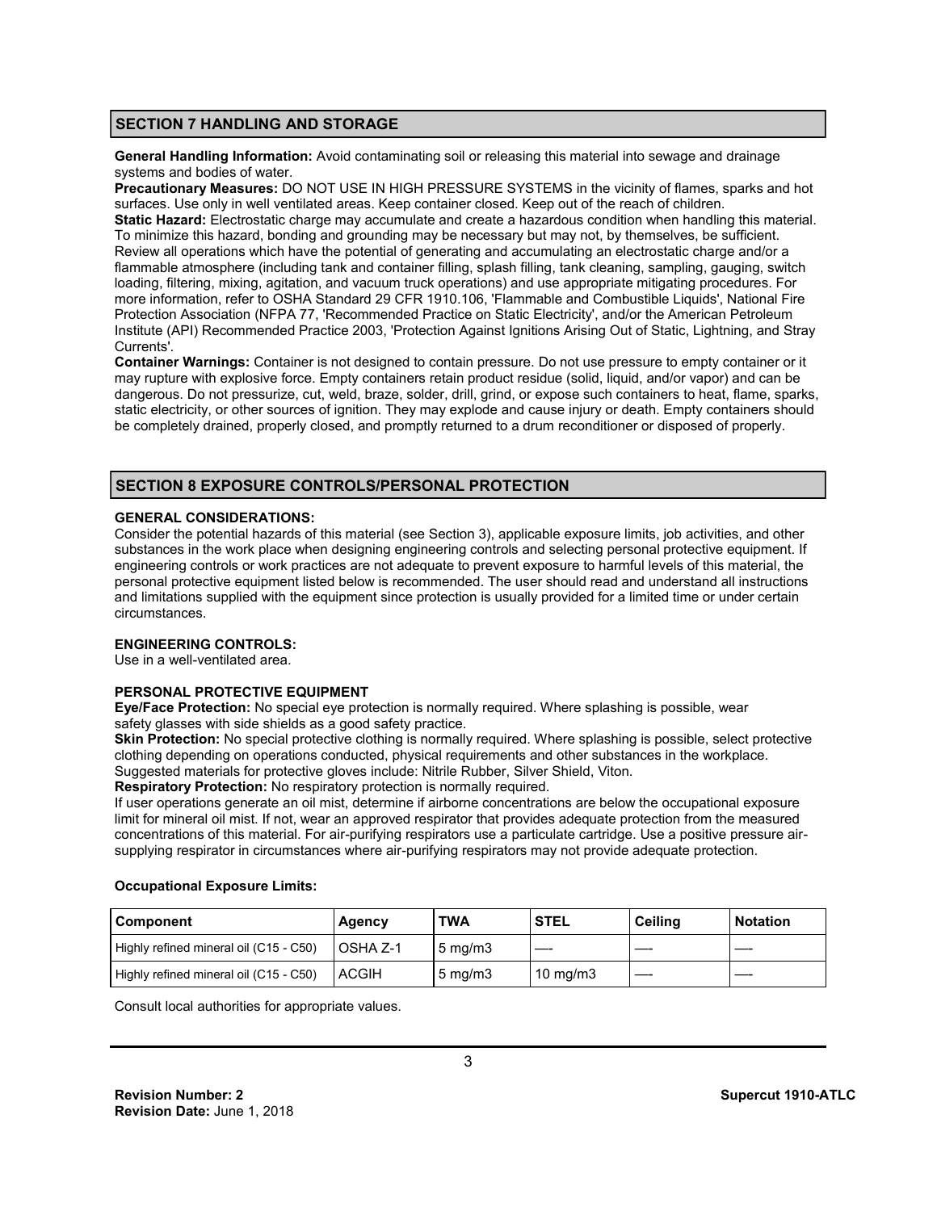## SECTION 7 HANDLING AND STORAGE

**General Handling Information:** Avoid contaminating soil or releasing this material into sewage and drainage systems and bodies of water.

**Precautionary Measures:** DO NOT USE IN HIGH PRESSURE SYSTEMS in the vicinity of flames, sparks and hot surfaces. Use only in well ventilated areas. Keep container closed. Keep out of the reach of children.

**Static Hazard:** Electrostatic charge may accumulate and create a hazardous condition when handling this material. To minimize this hazard, bonding and grounding may be necessary but may not, by themselves, be sufficient. Review all operations which have the potential of generating and accumulating an electrostatic charge and/or a flammable atmosphere (including tank and container filling, splash filling, tank cleaning, sampling, gauging, switch loading, filtering, mixing, agitation, and vacuum truck operations) and use appropriate mitigating procedures. For more information, refer to OSHA Standard 29 CFR 1910.106, 'Flammable and Combustible Liquids', National Fire Protection Association (NFPA 77, 'Recommended Practice on Static Electricity', and/or the American Petroleum Institute (API) Recommended Practice 2003, 'Protection Against Ignitions Arising Out of Static, Lightning, and Stray Currents'.

**Container Warnings:** Container is not designed to contain pressure. Do not use pressure to empty container or it may rupture with explosive force. Empty containers retain product residue (solid, liquid, and/or vapor) and can be dangerous. Do not pressurize, cut, weld, braze, solder, drill, grind, or expose such containers to heat, flame, sparks, static electricity, or other sources of ignition. They may explode and cause injury or death. Empty containers should be completely drained, properly closed, and promptly returned to a drum reconditioner or disposed of properly.

## SECTION 8 EXPOSURE CONTROLS/PERSONAL PROTECTION

**GENERAL CONSIDERATIONS:**

Consider the potential hazards of this material (see Section 3), applicable exposure limits, job activities, and other substances in the work place when designing engineering controls and selecting personal protective equipment. If engineering controls or work practices are not adequate to prevent exposure to harmful levels of this material, the personal protective equipment listed below is recommended. The user should read and understand all instructions and limitations supplied with the equipment since protection is usually provided for a limited time or under certain circumstances.

**ENGINEERING CONTROLS:**

Use in a well-ventilated area.

**PERSONAL PROTECTIVE EQUIPMENT**

**Eye/Face Protection:** No special eye protection is normally required. Where splashing is possible, wear safety glasses with side shields as a good safety practice.

**Skin Protection:** No special protective clothing is normally required. Where splashing is possible, select protective clothing depending on operations conducted, physical requirements and other substances in the workplace. Suggested materials for protective gloves include: Nitrile Rubber, Silver Shield, Viton.

**Respiratory Protection:** No respiratory protection is normally required.

If user operations generate an oil mist, determine if airborne concentrations are below the occupational exposure limit for mineral oil mist. If not, wear an approved respirator that provides adequate protection from the measured concentrations of this material. For air-purifying respirators use a particulate cartridge. Use a positive pressure air-supplying respirator in circumstances where air-purifying respirators may not provide adequate protection.

**Occupational Exposure Limits:**

| Component | Agency | TWA | STEL | Ceiling | Notation |
|---|---|---|---|---|---|
| Highly refined mineral oil (C15 - C50) | OSHA Z-1 | 5 mg/m3 | — | — | — |
| Highly refined mineral oil (C15 - C50) | ACGIH | 5 mg/m3 | 10 mg/m3 | — | — |

Consult local authorities for appropriate values.

**Revision Number:** 2
**Revision Date:** June 1, 2018

Supercut 1910-ATLC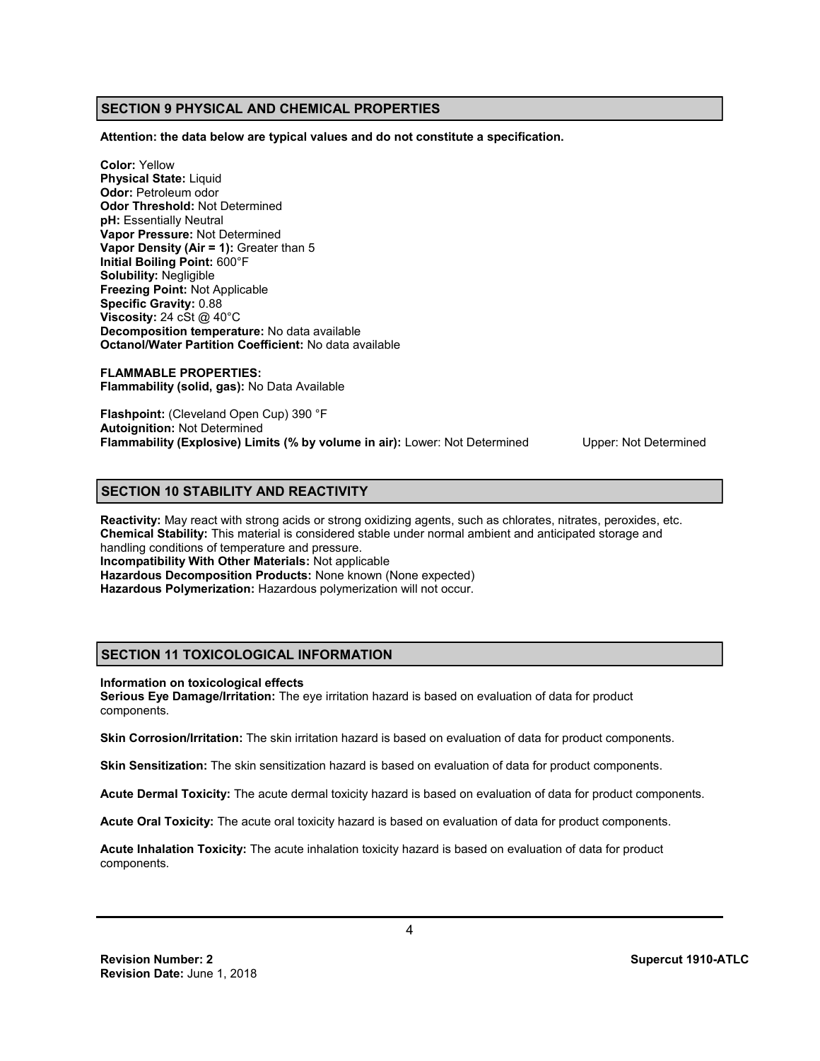## SECTION 9 PHYSICAL AND CHEMICAL PROPERTIES

**Attention: the data below are typical values and do not constitute a specification.**

**Color:** Yellow
**Physical State:** Liquid
**Odor:** Petroleum odor
**Odor Threshold:** Not Determined
**pH:** Essentially Neutral
**Vapor Pressure:** Not Determined
**Vapor Density (Air = 1):** Greater than 5
**Initial Boiling Point:** 600°F
**Solubility:** Negligible
**Freezing Point:** Not Applicable
**Specific Gravity:** 0.88
**Viscosity:** 24 cSt @ 40°C
**Decomposition temperature:** No data available
**Octanol/Water Partition Coefficient:** No data available

**FLAMMABLE PROPERTIES:**
**Flammability (solid, gas):** No Data Available

**Flashpoint:** (Cleveland Open Cup) 390 °F
**Autoignition:** Not Determined
**Flammability (Explosive) Limits (% by volume in air):** Lower: Not Determined Upper: Not Determined

## SECTION 10 STABILITY AND REACTIVITY

**Reactivity:** May react with strong acids or strong oxidizing agents, such as chlorates, nitrates, peroxides, etc.
**Chemical Stability:** This material is considered stable under normal ambient and anticipated storage and handling conditions of temperature and pressure.
**Incompatibility With Other Materials:** Not applicable
**Hazardous Decomposition Products:** None known (None expected)
**Hazardous Polymerization:** Hazardous polymerization will not occur.

## SECTION 11 TOXICOLOGICAL INFORMATION

**Information on toxicological effects**
**Serious Eye Damage/Irritation:** The eye irritation hazard is based on evaluation of data for product components.

**Skin Corrosion/Irritation:** The skin irritation hazard is based on evaluation of data for product components.

**Skin Sensitization:** The skin sensitization hazard is based on evaluation of data for product components.

**Acute Dermal Toxicity:** The acute dermal toxicity hazard is based on evaluation of data for product components.

**Acute Oral Toxicity:** The acute oral toxicity hazard is based on evaluation of data for product components.

**Acute Inhalation Toxicity:** The acute inhalation toxicity hazard is based on evaluation of data for product components.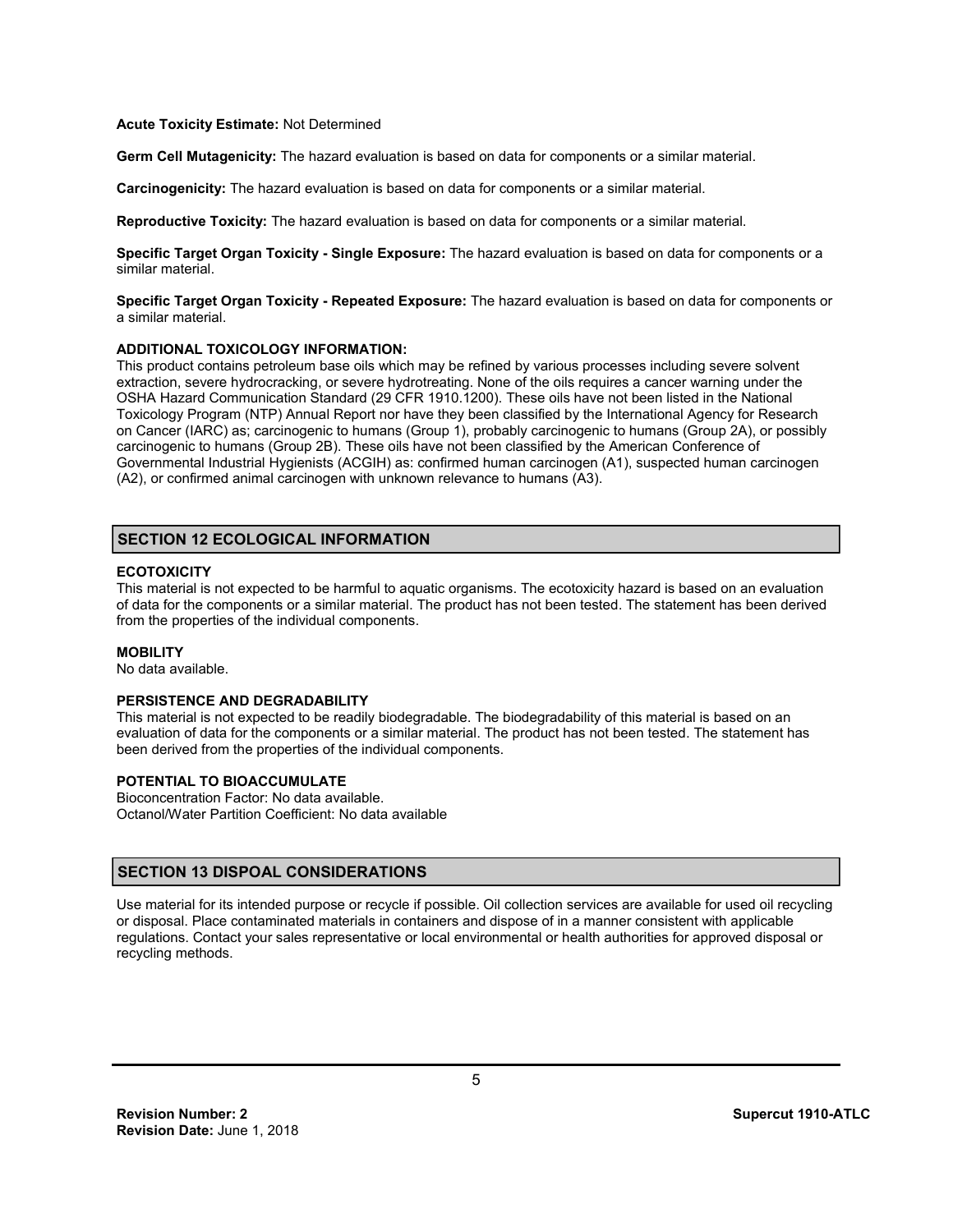**Acute Toxicity Estimate:** Not Determined

**Germ Cell Mutagenicity:** The hazard evaluation is based on data for components or a similar material.

**Carcinogenicity:** The hazard evaluation is based on data for components or a similar material.

**Reproductive Toxicity:** The hazard evaluation is based on data for components or a similar material.

**Specific Target Organ Toxicity - Single Exposure:** The hazard evaluation is based on data for components or a similar material.

**Specific Target Organ Toxicity - Repeated Exposure:** The hazard evaluation is based on data for components or a similar material.

**ADDITIONAL TOXICOLOGY INFORMATION:**
This product contains petroleum base oils which may be refined by various processes including severe solvent extraction, severe hydrocracking, or severe hydrotreating. None of the oils requires a cancer warning under the OSHA Hazard Communication Standard (29 CFR 1910.1200). These oils have not been listed in the National Toxicology Program (NTP) Annual Report nor have they been classified by the International Agency for Research on Cancer (IARC) as; carcinogenic to humans (Group 1), probably carcinogenic to humans (Group 2A), or possibly carcinogenic to humans (Group 2B). These oils have not been classified by the American Conference of Governmental Industrial Hygienists (ACGIH) as: confirmed human carcinogen (A1), suspected human carcinogen (A2), or confirmed animal carcinogen with unknown relevance to humans (A3).

## SECTION 12 ECOLOGICAL INFORMATION

**ECOTOXICITY**
This material is not expected to be harmful to aquatic organisms. The ecotoxicity hazard is based on an evaluation of data for the components or a similar material. The product has not been tested. The statement has been derived from the properties of the individual components.

**MOBILITY**
No data available.

**PERSISTENCE AND DEGRADABILITY**
This material is not expected to be readily biodegradable. The biodegradability of this material is based on an evaluation of data for the components or a similar material. The product has not been tested. The statement has been derived from the properties of the individual components.

**POTENTIAL TO BIOACCUMULATE**
Bioconcentration Factor: No data available.
Octanol/Water Partition Coefficient: No data available

## SECTION 13 DISPOAL CONSIDERATIONS

Use material for its intended purpose or recycle if possible. Oil collection services are available for used oil recycling or disposal. Place contaminated materials in containers and dispose of in a manner consistent with applicable regulations. Contact your sales representative or local environmental or health authorities for approved disposal or recycling methods.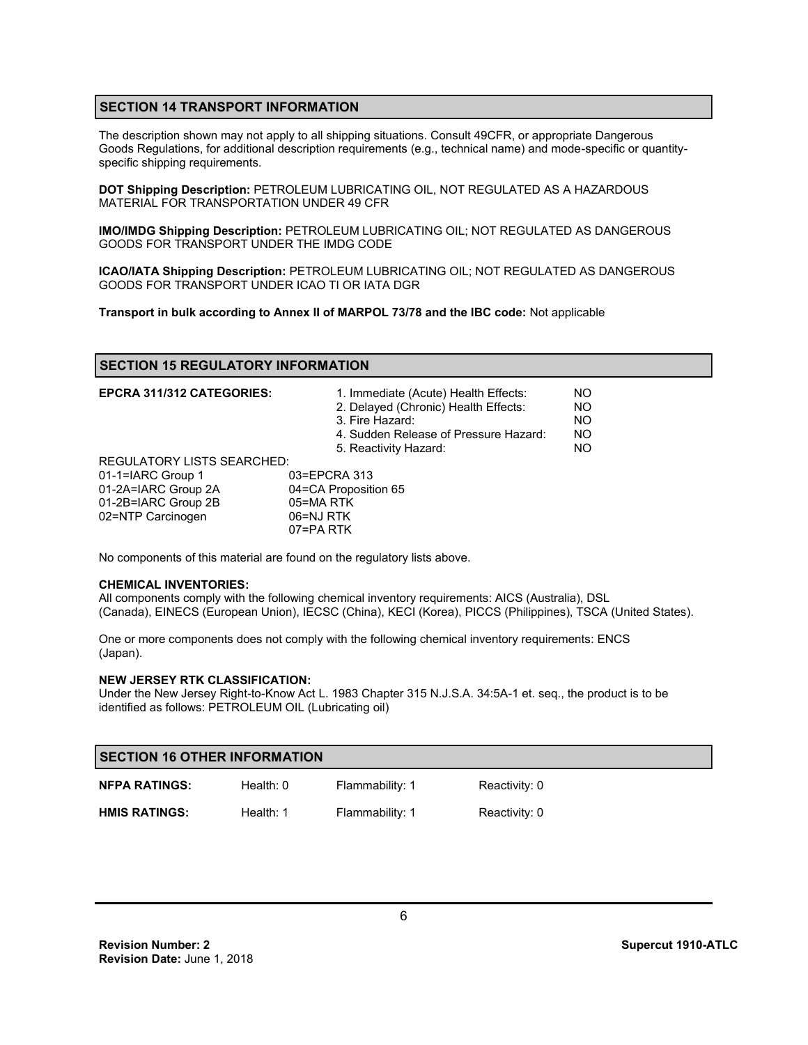## SECTION 14 TRANSPORT INFORMATION

The description shown may not apply to all shipping situations. Consult 49CFR, or appropriate Dangerous Goods Regulations, for additional description requirements (e.g., technical name) and mode-specific or quantity-specific shipping requirements.

**DOT Shipping Description:** PETROLEUM LUBRICATING OIL, NOT REGULATED AS A HAZARDOUS MATERIAL FOR TRANSPORTATION UNDER 49 CFR

**IMO/IMDG Shipping Description:** PETROLEUM LUBRICATING OIL; NOT REGULATED AS DANGEROUS GOODS FOR TRANSPORT UNDER THE IMDG CODE

**ICAO/IATA Shipping Description:** PETROLEUM LUBRICATING OIL; NOT REGULATED AS DANGEROUS GOODS FOR TRANSPORT UNDER ICAO TI OR IATA DGR

**Transport in bulk according to Annex II of MARPOL 73/78 and the IBC code:** Not applicable

## SECTION 15 REGULATORY INFORMATION

**EPCRA 311/312 CATEGORIES:**

| | |
|---|---|
| 1. Immediate (Acute) Health Effects: | NO |
| 2. Delayed (Chronic) Health Effects: | NO |
| 3. Fire Hazard: | NO |
| 4. Sudden Release of Pressure Hazard: | NO |
| 5. Reactivity Hazard: | NO |

REGULATORY LISTS SEARCHED:

| | |
|---|---|
| 01-1=IARC Group 1 | 03=EPCRA 313 |
| 01-2A=IARC Group 2A | 04=CA Proposition 65 |
| 01-2B=IARC Group 2B | 05=MA RTK |
| 02=NTP Carcinogen | 06=NJ RTK |
| | 07=PA RTK |

No components of this material are found on the regulatory lists above.

**CHEMICAL INVENTORIES:**

All components comply with the following chemical inventory requirements: AICS (Australia), DSL (Canada), EINECS (European Union), IECSC (China), KECI (Korea), PICCS (Philippines), TSCA (United States).

One or more components does not comply with the following chemical inventory requirements: ENCS (Japan).

**NEW JERSEY RTK CLASSIFICATION:**

Under the New Jersey Right-to-Know Act L. 1983 Chapter 315 N.J.S.A. 34:5A-1 et. seq., the product is to be identified as follows: PETROLEUM OIL (Lubricating oil)

## SECTION 16 OTHER INFORMATION

| | | | |
|---|---|---|---|
| **NFPA RATINGS:** | Health: 0 | Flammability: 1 | Reactivity: 0 |
| **HMIS RATINGS:** | Health: 1 | Flammability: 1 | Reactivity: 0 |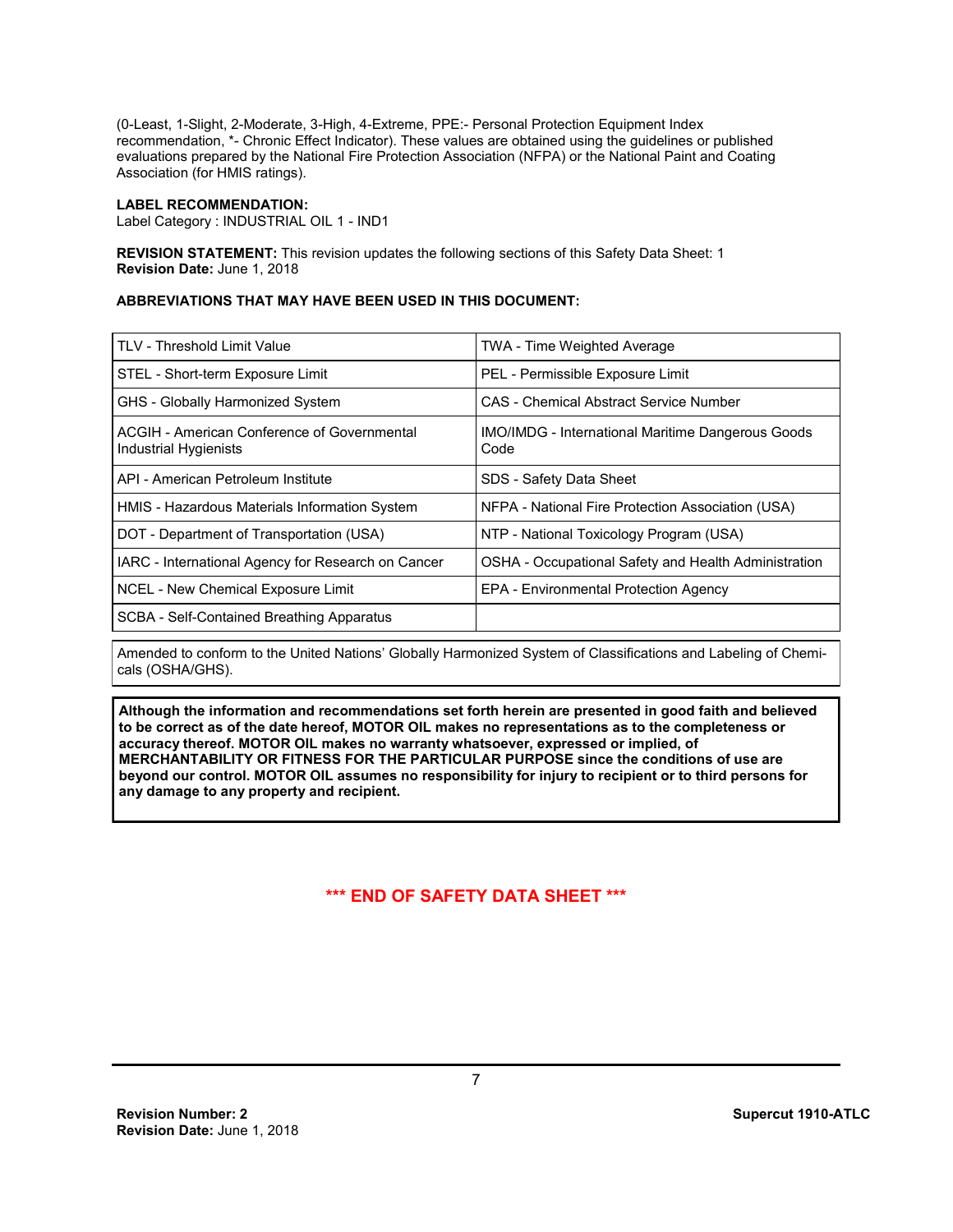(0-Least, 1-Slight, 2-Moderate, 3-High, 4-Extreme, PPE:- Personal Protection Equipment Index recommendation, *- Chronic Effect Indicator). These values are obtained using the guidelines or published evaluations prepared by the National Fire Protection Association (NFPA) or the National Paint and Coating Association (for HMIS ratings).

**LABEL RECOMMENDATION:**
Label Category : INDUSTRIAL OIL 1 - IND1

**REVISION STATEMENT:** This revision updates the following sections of this Safety Data Sheet: 1
**Revision Date:** June 1, 2018

**ABBREVIATIONS THAT MAY HAVE BEEN USED IN THIS DOCUMENT:**

| | |
|---|---|
| TLV - Threshold Limit Value | TWA - Time Weighted Average |
| STEL - Short-term Exposure Limit | PEL - Permissible Exposure Limit |
| GHS - Globally Harmonized System | CAS - Chemical Abstract Service Number |
| ACGIH - American Conference of Governmental Industrial Hygienists | IMO/IMDG - International Maritime Dangerous Goods Code |
| API - American Petroleum Institute | SDS - Safety Data Sheet |
| HMIS - Hazardous Materials Information System | NFPA - National Fire Protection Association (USA) |
| DOT - Department of Transportation (USA) | NTP - National Toxicology Program (USA) |
| IARC - International Agency for Research on Cancer | OSHA - Occupational Safety and Health Administration |
| NCEL - New Chemical Exposure Limit | EPA - Environmental Protection Agency |
| SCBA - Self-Contained Breathing Apparatus | |

Amended to conform to the United Nations' Globally Harmonized System of Classifications and Labeling of Chemicals (OSHA/GHS).

**Although the information and recommendations set forth herein are presented in good faith and believed to be correct as of the date hereof, MOTOR OIL makes no representations as to the completeness or accuracy thereof. MOTOR OIL makes no warranty whatsoever, expressed or implied, of MERCHANTABILITY OR FITNESS FOR THE PARTICULAR PURPOSE since the conditions of use are beyond our control. MOTOR OIL assumes no responsibility for injury to recipient or to third persons for any damage to any property and recipient.**

**\*\*\* END OF SAFETY DATA SHEET \*\*\***